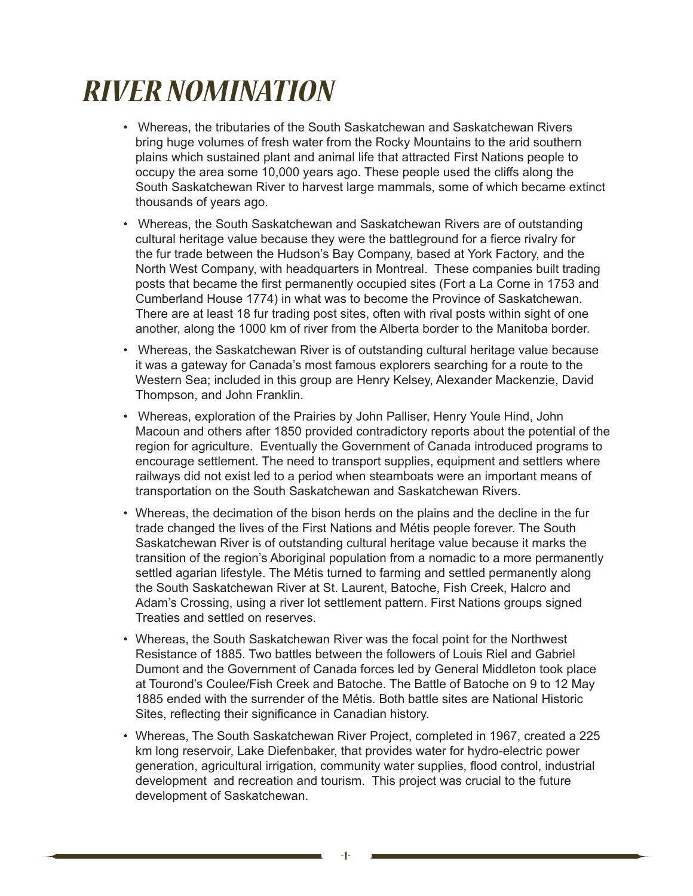# RIVER NOMINATION

- Whereas, the tributaries of the South Saskatchewan and Saskatchewan Rivers bring huge volumes of fresh water from the Rocky Mountains to the arid southern plains which sustained plant and animal life that attracted First Nations people to occupy the area some 10,000 years ago. These people used the cliffs along the South Saskatchewan River to harvest large mammals, some of which became extinct thousands of years ago.
- Whereas, the South Saskatchewan and Saskatchewan Rivers are of outstanding cultural heritage value because they were the battleground for a fierce rivalry for the fur trade between the Hudson's Bay Company, based at York Factory, and the North West Company, with headquarters in Montreal. These companies built trading posts that became the first permanently occupied sites (Fort a La Corne in 1753 and Cumberland House 1774) in what was to become the Province of Saskatchewan. There are at least 18 fur trading post sites, often with rival posts within sight of one another, along the 1000 km of river from the Alberta border to the Manitoba border.
- Whereas, the Saskatchewan River is of outstanding cultural heritage value because it was a gateway for Canada's most famous explorers searching for a route to the Western Sea; included in this group are Henry Kelsey, Alexander Mackenzie, David Thompson, and John Franklin.
- Whereas, exploration of the Prairies by John Palliser, Henry Youle Hind, John Macoun and others after 1850 provided contradictory reports about the potential of the region for agriculture. Eventually the Government of Canada introduced programs to encourage settlement. The need to transport supplies, equipment and settlers where railways did not exist led to a period when steamboats were an important means of transportation on the South Saskatchewan and Saskatchewan Rivers.
- Whereas, the decimation of the bison herds on the plains and the decline in the fur trade changed the lives of the First Nations and Métis people forever. The South Saskatchewan River is of outstanding cultural heritage value because it marks the transition of the region's Aboriginal population from a nomadic to a more permanently settled agarian lifestyle. The Métis turned to farming and settled permanently along the South Saskatchewan River at St. Laurent, Batoche, Fish Creek, Halcro and Adam's Crossing, using a river lot settlement pattern. First Nations groups signed Treaties and settled on reserves.
- Whereas, the South Saskatchewan River was the focal point for the Northwest Resistance of 1885. Two battles between the followers of Louis Riel and Gabriel Dumont and the Government of Canada forces led by General Middleton took place at Tourond's Coulee/Fish Creek and Batoche. The Battle of Batoche on 9 to 12 May 1885 ended with the surrender of the Métis. Both battle sites are National Historic Sites, reflecting their significance in Canadian history.
- Whereas, The South Saskatchewan River Project, completed in 1967, created a 225 km long reservoir, Lake Diefenbaker, that provides water for hydro-electric power generation, agricultural irrigation, community water supplies, flood control, industrial development and recreation and tourism. This project was crucial to the future development of Saskatchewan.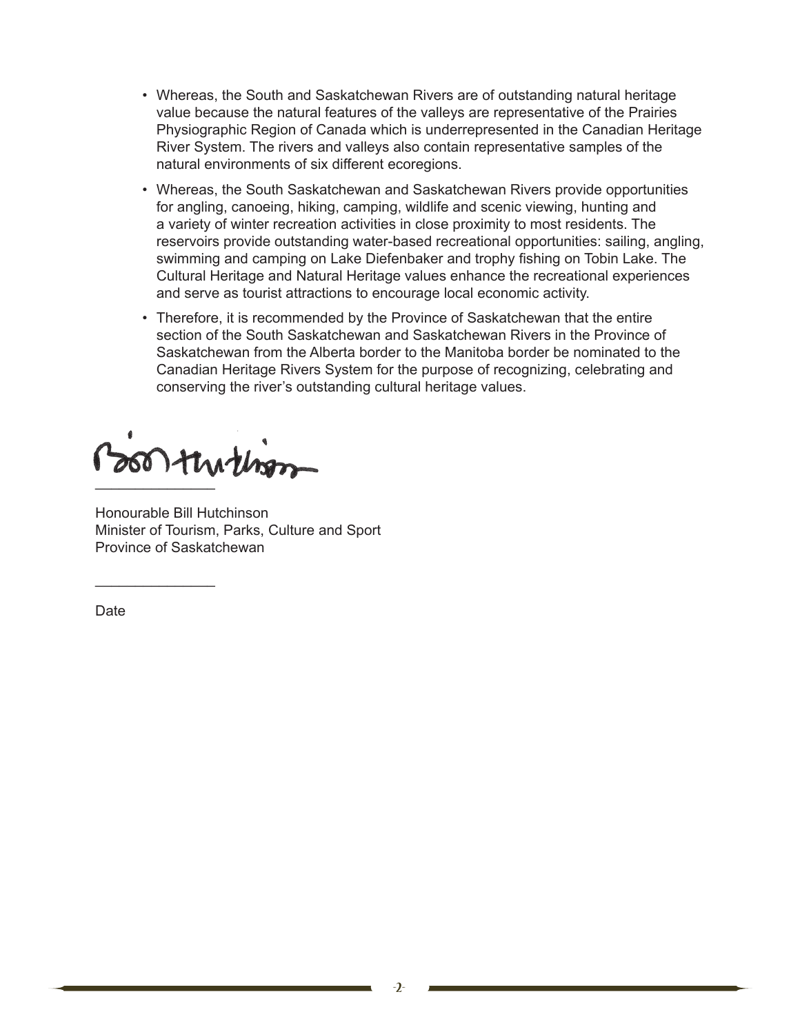- Whereas, the South and Saskatchewan Rivers are of outstanding natural heritage value because the natural features of the valleys are representative of the Prairies Physiographic Region of Canada which is underrepresented in the Canadian Heritage River System. The rivers and valleys also contain representative samples of the natural environments of six different ecoregions.
- Whereas, the South Saskatchewan and Saskatchewan Rivers provide opportunities for angling, canoeing, hiking, camping, wildlife and scenic viewing, hunting and a variety of winter recreation activities in close proximity to most residents. The reservoirs provide outstanding water-based recreational opportunities: sailing, angling, swimming and camping on Lake Diefenbaker and trophy fishing on Tobin Lake. The Cultural Heritage and Natural Heritage values enhance the recreational experiences and serve as tourist attractions to encourage local economic activity.
- Therefore, it is recommended by the Province of Saskatchewan that the entire section of the South Saskatchewan and Saskatchewan Rivers in the Province of Saskatchewan from the Alberta border to the Manitoba border be nominated to the Canadian Heritage Rivers System for the purpose of recognizing, celebrating and conserving the river's outstanding cultural heritage values.

______________

Honourable Bill Hutchinson
Minister of Tourism, Parks, Culture and Sport
Province of Saskatchewan

______________

Date